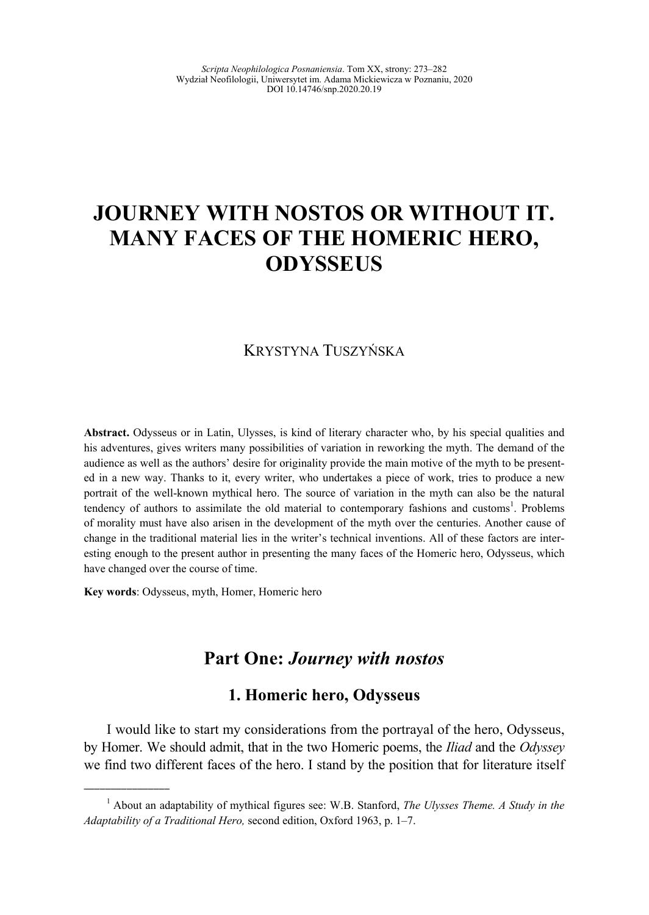# JOURNEY WITH NOSTOS OR WITHOUT IT. MANY FACES OF THE HOMERIC HERO, ODYSSEUS

KRYSTYNA TUSZYŃSKA

**Abstract.** Odysseus or in Latin, Ulysses, is kind of literary character who, by his special qualities and his adventures, gives writers many possibilities of variation in reworking the myth. The demand of the audience as well as the authors' desire for originality provide the main motive of the myth to be presented in a new way. Thanks to it, every writer, who undertakes a piece of work, tries to produce a new portrait of the well-known mythical hero. The source of variation in the myth can also be the natural tendency of authors to assimilate the old material to contemporary fashions and customs[1]. Problems of morality must have also arisen in the development of the myth over the centuries. Another cause of change in the traditional material lies in the writer's technical inventions. All of these factors are interesting enough to the present author in presenting the many faces of the Homeric hero, Odysseus, which have changed over the course of time.

**Key words**: Odysseus, myth, Homer, Homeric hero

## Part One: *Journey with nostos*

### 1. Homeric hero, Odysseus

I would like to start my considerations from the portrayal of the hero, Odysseus, by Homer. We should admit, that in the two Homeric poems, the *Iliad* and the *Odyssey* we find two different faces of the hero. I stand by the position that for literature itself

---

[1] About an adaptability of mythical figures see: W.B. Stanford, *The Ulysses Theme. A Study in the Adaptability of a Traditional Hero,* second edition, Oxford 1963, p. 1–7.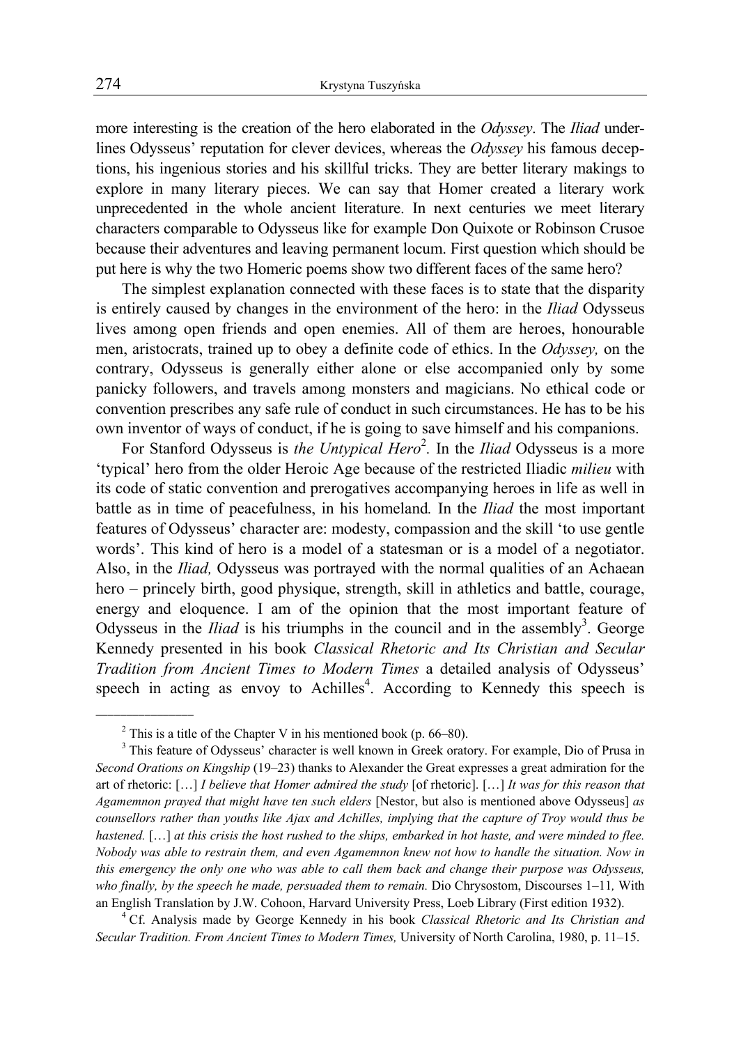more interesting is the creation of the hero elaborated in the *Odyssey*. The *Iliad* underlines Odysseus' reputation for clever devices, whereas the *Odyssey* his famous deceptions, his ingenious stories and his skillful tricks. They are better literary makings to explore in many literary pieces. We can say that Homer created a literary work unprecedented in the whole ancient literature. In next centuries we meet literary characters comparable to Odysseus like for example Don Quixote or Robinson Crusoe because their adventures and leaving permanent locum. First question which should be put here is why the two Homeric poems show two different faces of the same hero?

The simplest explanation connected with these faces is to state that the disparity is entirely caused by changes in the environment of the hero: in the *Iliad* Odysseus lives among open friends and open enemies. All of them are heroes, honourable men, aristocrats, trained up to obey a definite code of ethics. In the *Odyssey,* on the contrary, Odysseus is generally either alone or else accompanied only by some panicky followers, and travels among monsters and magicians. No ethical code or convention prescribes any safe rule of conduct in such circumstances. He has to be his own inventor of ways of conduct, if he is going to save himself and his companions.

For Stanford Odysseus is *the Untypical Hero*[2]. In the *Iliad* Odysseus is a more 'typical' hero from the older Heroic Age because of the restricted Iliadic *milieu* with its code of static convention and prerogatives accompanying heroes in life as well in battle as in time of peacefulness, in his homeland. In the *Iliad* the most important features of Odysseus' character are: modesty, compassion and the skill 'to use gentle words'. This kind of hero is a model of a statesman or is a model of a negotiator. Also, in the *Iliad,* Odysseus was portrayed with the normal qualities of an Achaean hero – princely birth, good physique, strength, skill in athletics and battle, courage, energy and eloquence. I am of the opinion that the most important feature of Odysseus in the *Iliad* is his triumphs in the council and in the assembly[3]. George Kennedy presented in his book *Classical Rhetoric and Its Christian and Secular Tradition from Ancient Times to Modern Times* a detailed analysis of Odysseus' speech in acting as envoy to Achilles[4]. According to Kennedy this speech is

---

[2] This is a title of the Chapter V in his mentioned book (p. 66–80).

[3] This feature of Odysseus' character is well known in Greek oratory. For example, Dio of Prusa in *Second Orations on Kingship* (19–23) thanks to Alexander the Great expresses a great admiration for the art of rhetoric: […] *I believe that Homer admired the study* [of rhetoric]. […] *It was for this reason that Agamemnon prayed that might have ten such elders* [Nestor, but also is mentioned above Odysseus] *as counsellors rather than youths like Ajax and Achilles, implying that the capture of Troy would thus be hastened.* […] *at this crisis the host rushed to the ships, embarked in hot haste, and were minded to flee. Nobody was able to restrain them, and even Agamemnon knew not how to handle the situation. Now in this emergency the only one who was able to call them back and change their purpose was Odysseus, who finally, by the speech he made, persuaded them to remain.* Dio Chrysostom, Discourses 1–11*,* With an English Translation by J.W. Cohoon, Harvard University Press, Loeb Library (First edition 1932).

[4] Cf. Analysis made by George Kennedy in his book *Classical Rhetoric and Its Christian and Secular Tradition. From Ancient Times to Modern Times,* University of North Carolina, 1980, p. 11–15.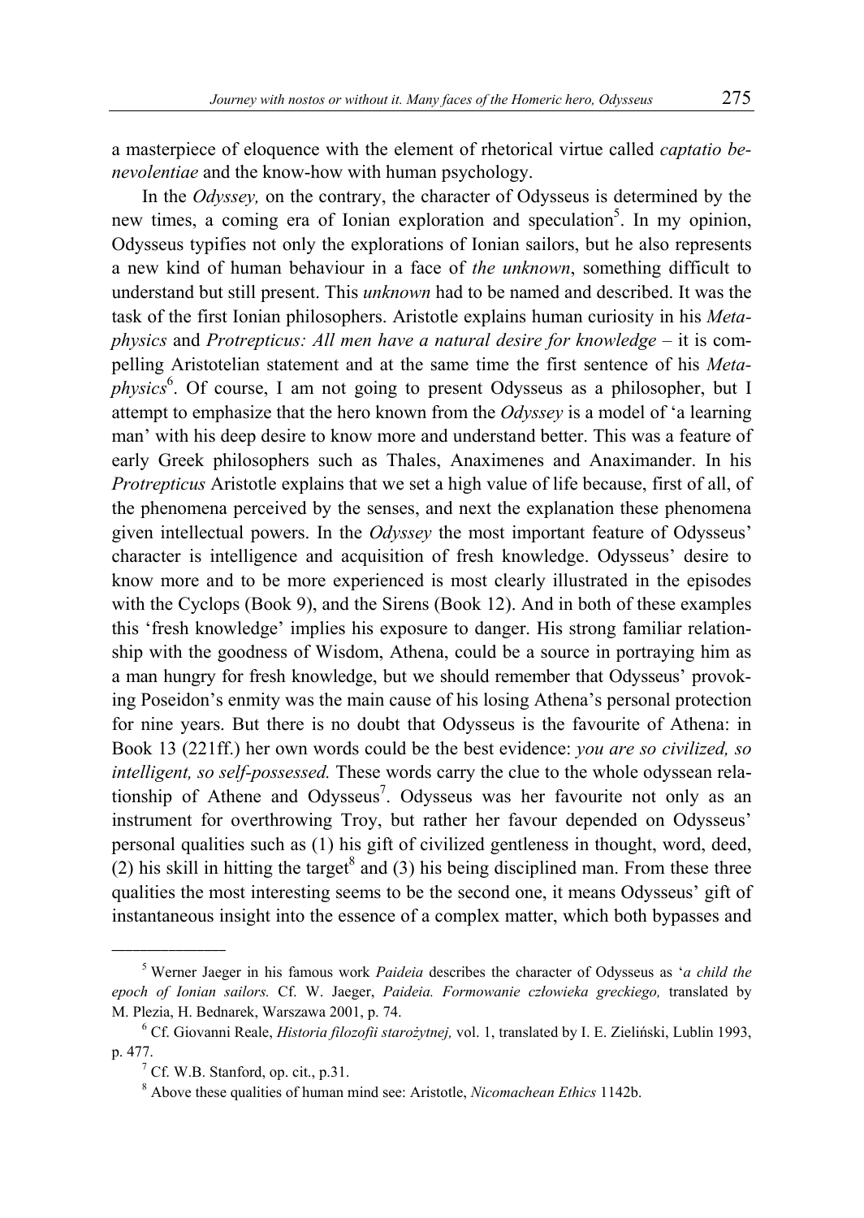a masterpiece of eloquence with the element of rhetorical virtue called *captatio benevolentiae* and the know-how with human psychology.

In the *Odyssey,* on the contrary, the character of Odysseus is determined by the new times, a coming era of Ionian exploration and speculation[5]. In my opinion, Odysseus typifies not only the explorations of Ionian sailors, but he also represents a new kind of human behaviour in a face of *the unknown*, something difficult to understand but still present. This *unknown* had to be named and described. It was the task of the first Ionian philosophers. Aristotle explains human curiosity in his *Metaphysics* and *Protrepticus: All men have a natural desire for knowledge* – it is compelling Aristotelian statement and at the same time the first sentence of his *Metaphysics*[6]. Of course, I am not going to present Odysseus as a philosopher, but I attempt to emphasize that the hero known from the *Odyssey* is a model of 'a learning man' with his deep desire to know more and understand better. This was a feature of early Greek philosophers such as Thales, Anaximenes and Anaximander. In his *Protrepticus* Aristotle explains that we set a high value of life because, first of all, of the phenomena perceived by the senses, and next the explanation these phenomena given intellectual powers. In the *Odyssey* the most important feature of Odysseus' character is intelligence and acquisition of fresh knowledge. Odysseus' desire to know more and to be more experienced is most clearly illustrated in the episodes with the Cyclops (Book 9), and the Sirens (Book 12). And in both of these examples this 'fresh knowledge' implies his exposure to danger. His strong familiar relationship with the goodness of Wisdom, Athena, could be a source in portraying him as a man hungry for fresh knowledge, but we should remember that Odysseus' provoking Poseidon's enmity was the main cause of his losing Athena's personal protection for nine years. But there is no doubt that Odysseus is the favourite of Athena: in Book 13 (221ff.) her own words could be the best evidence: *you are so civilized, so intelligent, so self-possessed.* These words carry the clue to the whole odyssean relationship of Athene and Odysseus[7]. Odysseus was her favourite not only as an instrument for overthrowing Troy, but rather her favour depended on Odysseus' personal qualities such as (1) his gift of civilized gentleness in thought, word, deed, (2) his skill in hitting the target[8] and (3) his being disciplined man. From these three qualities the most interesting seems to be the second one, it means Odysseus' gift of instantaneous insight into the essence of a complex matter, which both bypasses and

---

[5] Werner Jaeger in his famous work *Paideia* describes the character of Odysseus as '*a child the epoch of Ionian sailors.* Cf. W. Jaeger, *Paideia. Formowanie człowieka greckiego,* translated by M. Plezia, H. Bednarek, Warszawa 2001, p. 74.

[6] Cf. Giovanni Reale, *Historia filozofii starożytnej,* vol. 1, translated by I. E. Zieliński, Lublin 1993, p. 477.

[7] Cf. W.B. Stanford, op. cit., p.31.

[8] Above these qualities of human mind see: Aristotle, *Nicomachean Ethics* 1142b.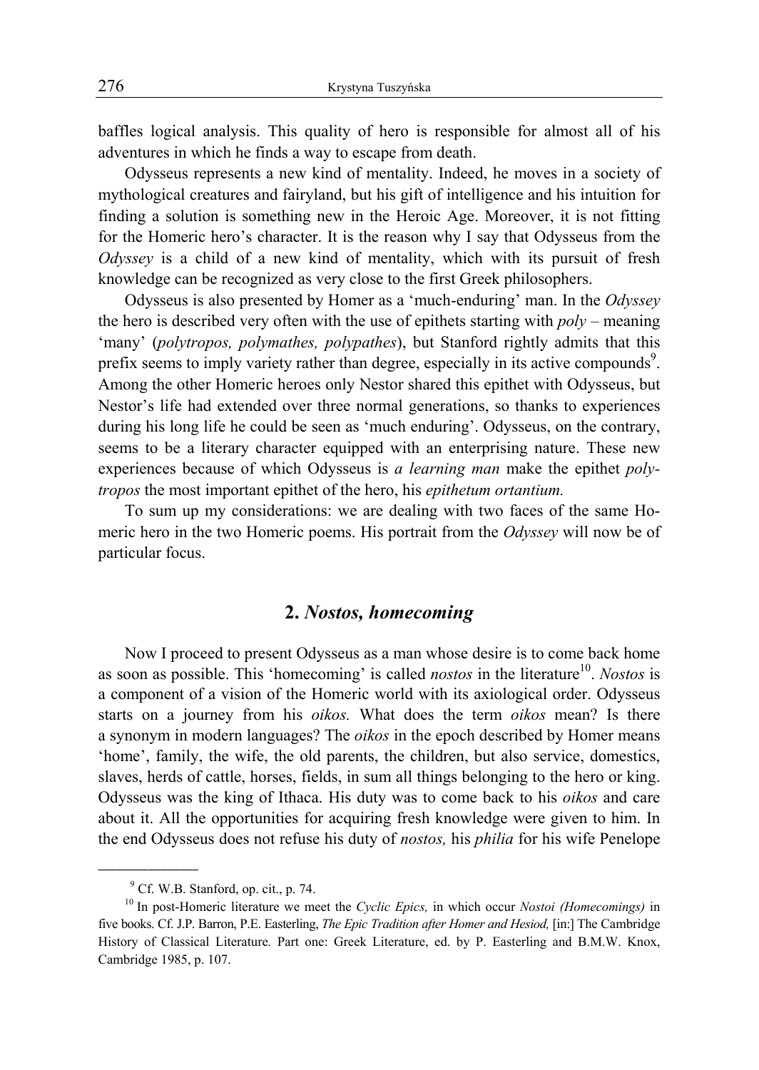baffles logical analysis. This quality of hero is responsible for almost all of his adventures in which he finds a way to escape from death.

Odysseus represents a new kind of mentality. Indeed, he moves in a society of mythological creatures and fairyland, but his gift of intelligence and his intuition for finding a solution is something new in the Heroic Age. Moreover, it is not fitting for the Homeric hero's character. It is the reason why I say that Odysseus from the *Odyssey* is a child of a new kind of mentality, which with its pursuit of fresh knowledge can be recognized as very close to the first Greek philosophers.

Odysseus is also presented by Homer as a 'much-enduring' man. In the *Odyssey* the hero is described very often with the use of epithets starting with *poly* – meaning 'many' (*polytropos, polymathes, polypathes*), but Stanford rightly admits that this prefix seems to imply variety rather than degree, especially in its active compounds[9]. Among the other Homeric heroes only Nestor shared this epithet with Odysseus, but Nestor's life had extended over three normal generations, so thanks to experiences during his long life he could be seen as 'much enduring'. Odysseus, on the contrary, seems to be a literary character equipped with an enterprising nature. These new experiences because of which Odysseus is *a learning man* make the epithet *polytropos* the most important epithet of the hero, his *epithetum ortantium.*

To sum up my considerations: we are dealing with two faces of the same Homeric hero in the two Homeric poems. His portrait from the *Odyssey* will now be of particular focus.

## 2. *Nostos, homecoming*

Now I proceed to present Odysseus as a man whose desire is to come back home as soon as possible. This 'homecoming' is called *nostos* in the literature[10]. *Nostos* is a component of a vision of the Homeric world with its axiological order. Odysseus starts on a journey from his *oikos.* What does the term *oikos* mean? Is there a synonym in modern languages? The *oikos* in the epoch described by Homer means 'home', family, the wife, the old parents, the children, but also service, domestics, slaves, herds of cattle, horses, fields, in sum all things belonging to the hero or king. Odysseus was the king of Ithaca. His duty was to come back to his *oikos* and care about it. All the opportunities for acquiring fresh knowledge were given to him. In the end Odysseus does not refuse his duty of *nostos,* his *philia* for his wife Penelope

---

[9] Cf. W.B. Stanford, op. cit., p. 74.

[10] In post-Homeric literature we meet the *Cyclic Epics,* in which occur *Nostoi (Homecomings)* in five books. Cf. J.P. Barron, P.E. Easterling, *The Epic Tradition after Homer and Hesiod,* [in:] The Cambridge History of Classical Literature*.* Part one: Greek Literature, ed. by P. Easterling and B.M.W. Knox, Cambridge 1985, p. 107.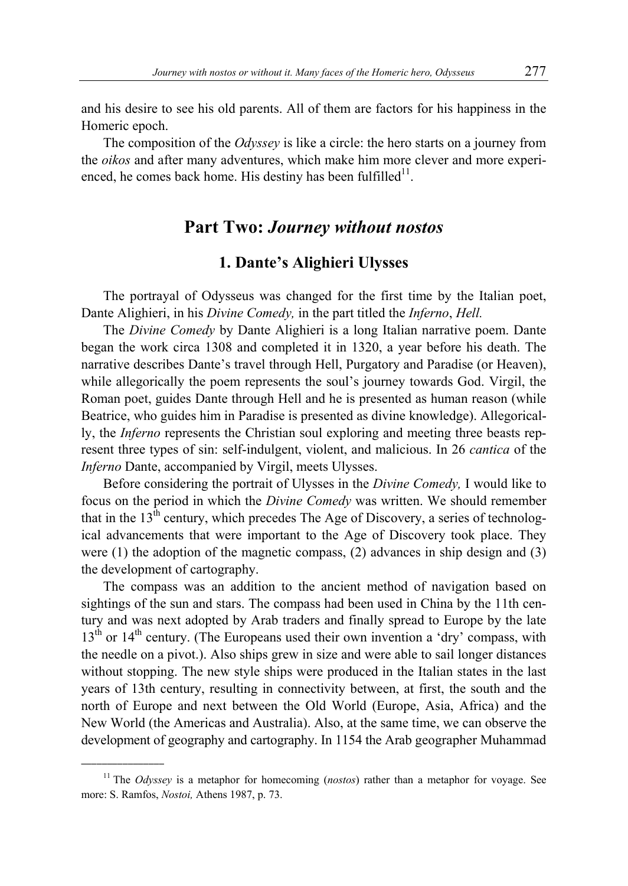and his desire to see his old parents. All of them are factors for his happiness in the Homeric epoch.

The composition of the *Odyssey* is like a circle: the hero starts on a journey from the *oikos* and after many adventures, which make him more clever and more experienced, he comes back home. His destiny has been fulfilled[11].

## Part Two: *Journey without nostos*

### 1. Dante's Alighieri Ulysses

The portrayal of Odysseus was changed for the first time by the Italian poet, Dante Alighieri, in his *Divine Comedy,* in the part titled the *Inferno*, *Hell.*

The *Divine Comedy* by Dante Alighieri is a long Italian narrative poem. Dante began the work circa 1308 and completed it in 1320, a year before his death. The narrative describes Dante's travel through Hell, Purgatory and Paradise (or Heaven), while allegorically the poem represents the soul's journey towards God. Virgil, the Roman poet, guides Dante through Hell and he is presented as human reason (while Beatrice, who guides him in Paradise is presented as divine knowledge). Allegorically, the *Inferno* represents the Christian soul exploring and meeting three beasts represent three types of sin: self-indulgent, violent, and malicious. In 26 *cantica* of the *Inferno* Dante, accompanied by Virgil, meets Ulysses.

Before considering the portrait of Ulysses in the *Divine Comedy,* I would like to focus on the period in which the *Divine Comedy* was written. We should remember that in the 13th century, which precedes The Age of Discovery, a series of technological advancements that were important to the Age of Discovery took place. They were (1) the adoption of the magnetic compass, (2) advances in ship design and (3) the development of cartography.

The compass was an addition to the ancient method of navigation based on sightings of the sun and stars. The compass had been used in China by the 11th century and was next adopted by Arab traders and finally spread to Europe by the late 13th or 14th century. (The Europeans used their own invention a 'dry' compass, with the needle on a pivot.). Also ships grew in size and were able to sail longer distances without stopping. The new style ships were produced in the Italian states in the last years of 13th century, resulting in connectivity between, at first, the south and the north of Europe and next between the Old World (Europe, Asia, Africa) and the New World (the Americas and Australia). Also, at the same time, we can observe the development of geography and cartography. In 1154 the Arab geographer Muhammad

---

[11] The *Odyssey* is a metaphor for homecoming (*nostos*) rather than a metaphor for voyage. See more: S. Ramfos, *Nostoi,* Athens 1987, p. 73.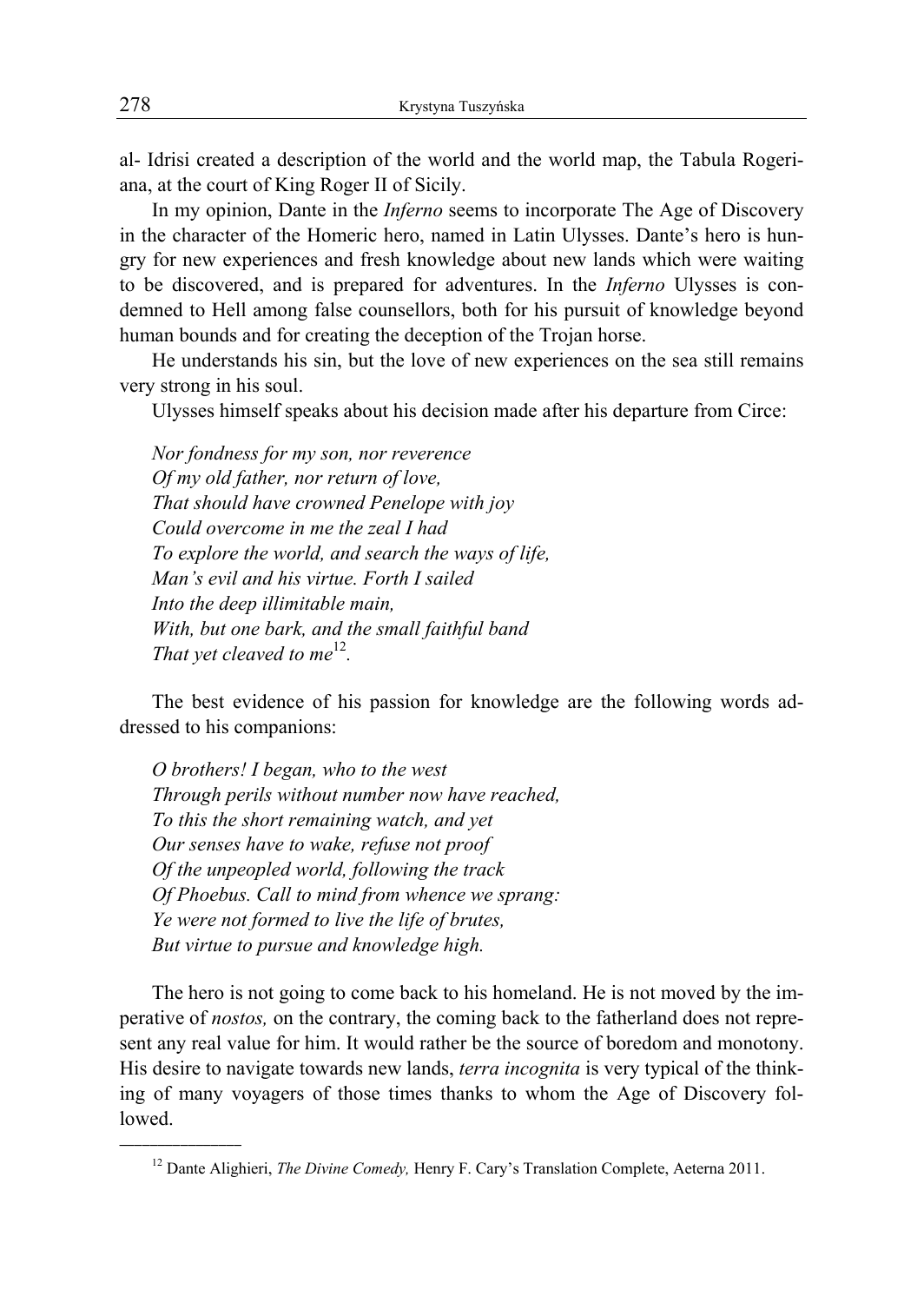al- Idrisi created a description of the world and the world map, the Tabula Rogeriana, at the court of King Roger II of Sicily.

In my opinion, Dante in the *Inferno* seems to incorporate The Age of Discovery in the character of the Homeric hero, named in Latin Ulysses. Dante's hero is hungry for new experiences and fresh knowledge about new lands which were waiting to be discovered, and is prepared for adventures. In the *Inferno* Ulysses is condemned to Hell among false counsellors, both for his pursuit of knowledge beyond human bounds and for creating the deception of the Trojan horse.

He understands his sin, but the love of new experiences on the sea still remains very strong in his soul.

Ulysses himself speaks about his decision made after his departure from Circe:

*Nor fondness for my son, nor reverence*
*Of my old father, nor return of love,*
*That should have crowned Penelope with joy*
*Could overcome in me the zeal I had*
*To explore the world, and search the ways of life,*
*Man's evil and his virtue. Forth I sailed*
*Into the deep illimitable main,*
*With, but one bark, and the small faithful band*
*That yet cleaved to me*[12].

The best evidence of his passion for knowledge are the following words addressed to his companions:

*O brothers! I began, who to the west*
*Through perils without number now have reached,*
*To this the short remaining watch, and yet*
*Our senses have to wake, refuse not proof*
*Of the unpeopled world, following the track*
*Of Phoebus. Call to mind from whence we sprang:*
*Ye were not formed to live the life of brutes,*
*But virtue to pursue and knowledge high.*

The hero is not going to come back to his homeland. He is not moved by the imperative of *nostos,* on the contrary, the coming back to the fatherland does not represent any real value for him. It would rather be the source of boredom and monotony. His desire to navigate towards new lands, *terra incognita* is very typical of the thinking of many voyagers of those times thanks to whom the Age of Discovery followed.

[12] Dante Alighieri, *The Divine Comedy,* Henry F. Cary's Translation Complete, Aeterna 2011.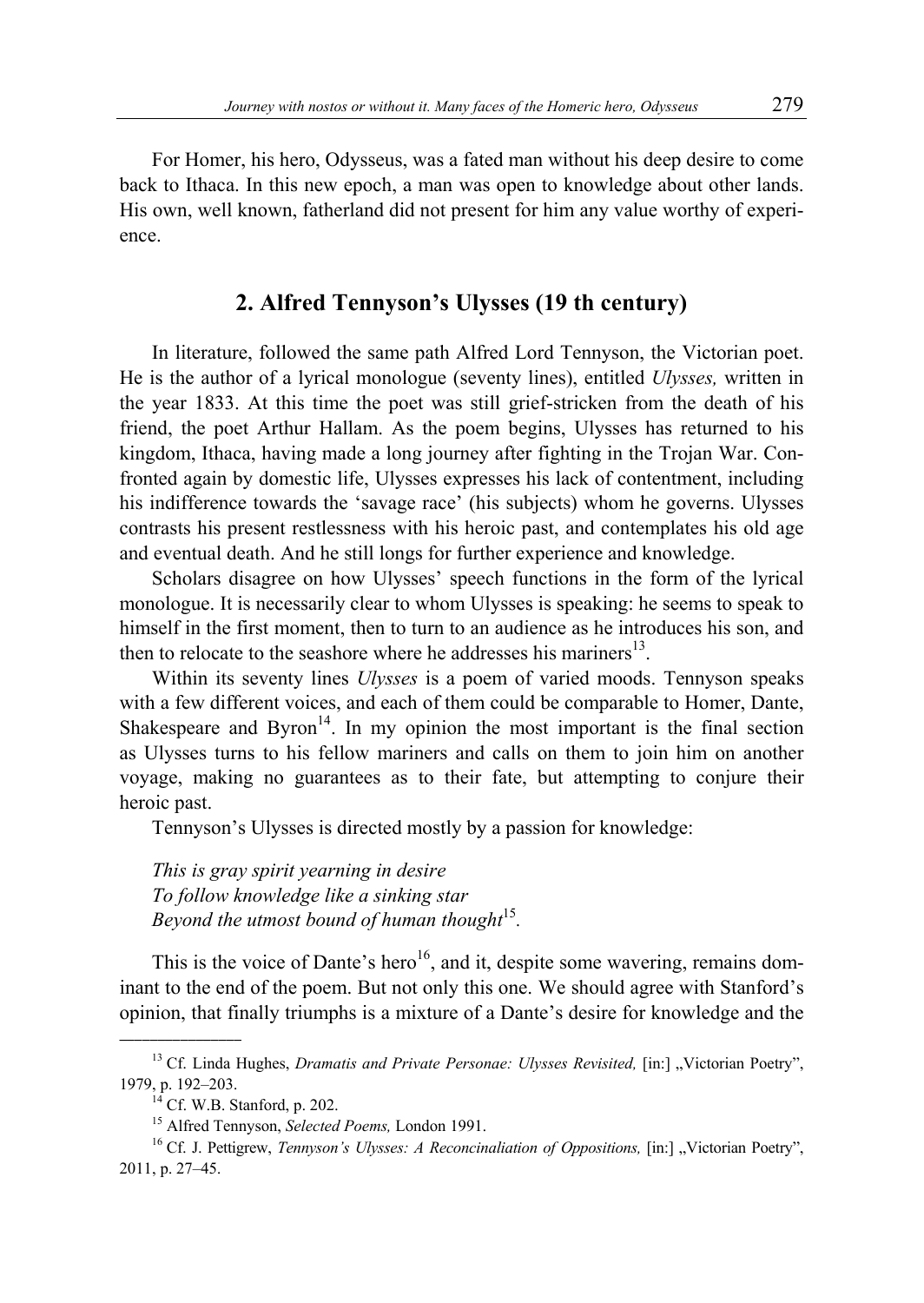For Homer, his hero, Odysseus, was a fated man without his deep desire to come back to Ithaca. In this new epoch, a man was open to knowledge about other lands. His own, well known, fatherland did not present for him any value worthy of experience.

## 2. Alfred Tennyson's Ulysses (19 th century)

In literature, followed the same path Alfred Lord Tennyson, the Victorian poet. He is the author of a lyrical monologue (seventy lines), entitled *Ulysses,* written in the year 1833. At this time the poet was still grief-stricken from the death of his friend, the poet Arthur Hallam. As the poem begins, Ulysses has returned to his kingdom, Ithaca, having made a long journey after fighting in the Trojan War. Confronted again by domestic life, Ulysses expresses his lack of contentment, including his indifference towards the 'savage race' (his subjects) whom he governs. Ulysses contrasts his present restlessness with his heroic past, and contemplates his old age and eventual death. And he still longs for further experience and knowledge.

Scholars disagree on how Ulysses' speech functions in the form of the lyrical monologue. It is necessarily clear to whom Ulysses is speaking: he seems to speak to himself in the first moment, then to turn to an audience as he introduces his son, and then to relocate to the seashore where he addresses his mariners[13].

Within its seventy lines *Ulysses* is a poem of varied moods. Tennyson speaks with a few different voices, and each of them could be comparable to Homer, Dante, Shakespeare and Byron[14]. In my opinion the most important is the final section as Ulysses turns to his fellow mariners and calls on them to join him on another voyage, making no guarantees as to their fate, but attempting to conjure their heroic past.

Tennyson's Ulysses is directed mostly by a passion for knowledge:

*This is gray spirit yearning in desire*
*To follow knowledge like a sinking star*
*Beyond the utmost bound of human thought*[15].

This is the voice of Dante's hero[16], and it, despite some wavering, remains dominant to the end of the poem. But not only this one. We should agree with Stanford's opinion, that finally triumphs is a mixture of a Dante's desire for knowledge and the

---

[13] Cf. Linda Hughes, *Dramatis and Private Personae: Ulysses Revisited,* [in:] „Victorian Poetry", 1979, p. 192–203.

[14] Cf. W.B. Stanford, p. 202.

[15] Alfred Tennyson, *Selected Poems,* London 1991.

[16] Cf. J. Pettigrew, *Tennyson's Ulysses: A Reconcinaliation of Oppositions,* [in:] „Victorian Poetry", 2011, p. 27–45.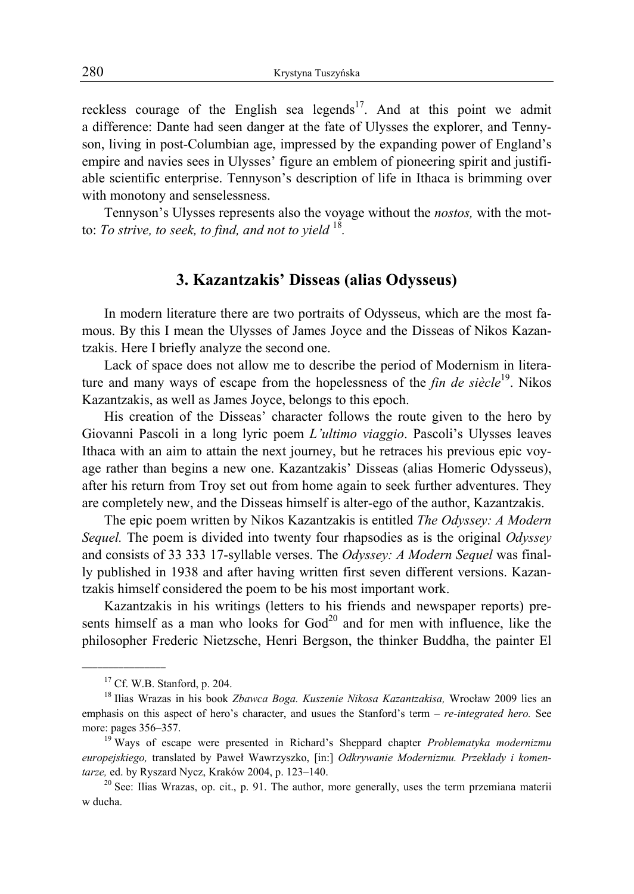reckless courage of the English sea legends[17]. And at this point we admit a difference: Dante had seen danger at the fate of Ulysses the explorer, and Tennyson, living in post-Columbian age, impressed by the expanding power of England's empire and navies sees in Ulysses' figure an emblem of pioneering spirit and justifiable scientific enterprise. Tennyson's description of life in Ithaca is brimming over with monotony and senselessness.

Tennyson's Ulysses represents also the voyage without the *nostos,* with the motto: *To strive, to seek, to find, and not to yield* [18].

## 3. Kazantzakis' Disseas (alias Odysseus)

In modern literature there are two portraits of Odysseus, which are the most famous. By this I mean the Ulysses of James Joyce and the Disseas of Nikos Kazantzakis. Here I briefly analyze the second one.

Lack of space does not allow me to describe the period of Modernism in literature and many ways of escape from the hopelessness of the *fin de siècle*[19]. Nikos Kazantzakis, as well as James Joyce, belongs to this epoch.

His creation of the Disseas' character follows the route given to the hero by Giovanni Pascoli in a long lyric poem *L'ultimo viaggio*. Pascoli's Ulysses leaves Ithaca with an aim to attain the next journey, but he retraces his previous epic voyage rather than begins a new one. Kazantzakis' Disseas (alias Homeric Odysseus), after his return from Troy set out from home again to seek further adventures. They are completely new, and the Disseas himself is alter-ego of the author, Kazantzakis.

The epic poem written by Nikos Kazantzakis is entitled *The Odyssey: A Modern Sequel.* The poem is divided into twenty four rhapsodies as is the original *Odyssey* and consists of 33 333 17-syllable verses. The *Odyssey: A Modern Sequel* was finally published in 1938 and after having written first seven different versions. Kazantzakis himself considered the poem to be his most important work.

Kazantzakis in his writings (letters to his friends and newspaper reports) presents himself as a man who looks for God[20] and for men with influence, like the philosopher Frederic Nietzsche, Henri Bergson, the thinker Buddha, the painter El

---

[17] Cf. W.B. Stanford, p. 204.

[18] Ilias Wrazas in his book *Zbawca Boga. Kuszenie Nikosa Kazantzakisa,* Wrocław 2009 lies an emphasis on this aspect of hero's character, and usues the Stanford's term – *re-integrated hero.* See more: pages 356–357.

[19] Ways of escape were presented in Richard's Sheppard chapter *Problematyka modernizmu europejskiego,* translated by Paweł Wawrzyszko, [in:] *Odkrywanie Modernizmu. Przekłady i komentarze,* ed. by Ryszard Nycz, Kraków 2004, p. 123–140.

[20] See: Ilias Wrazas, op. cit., p. 91. The author, more generally, uses the term przemiana materii w ducha.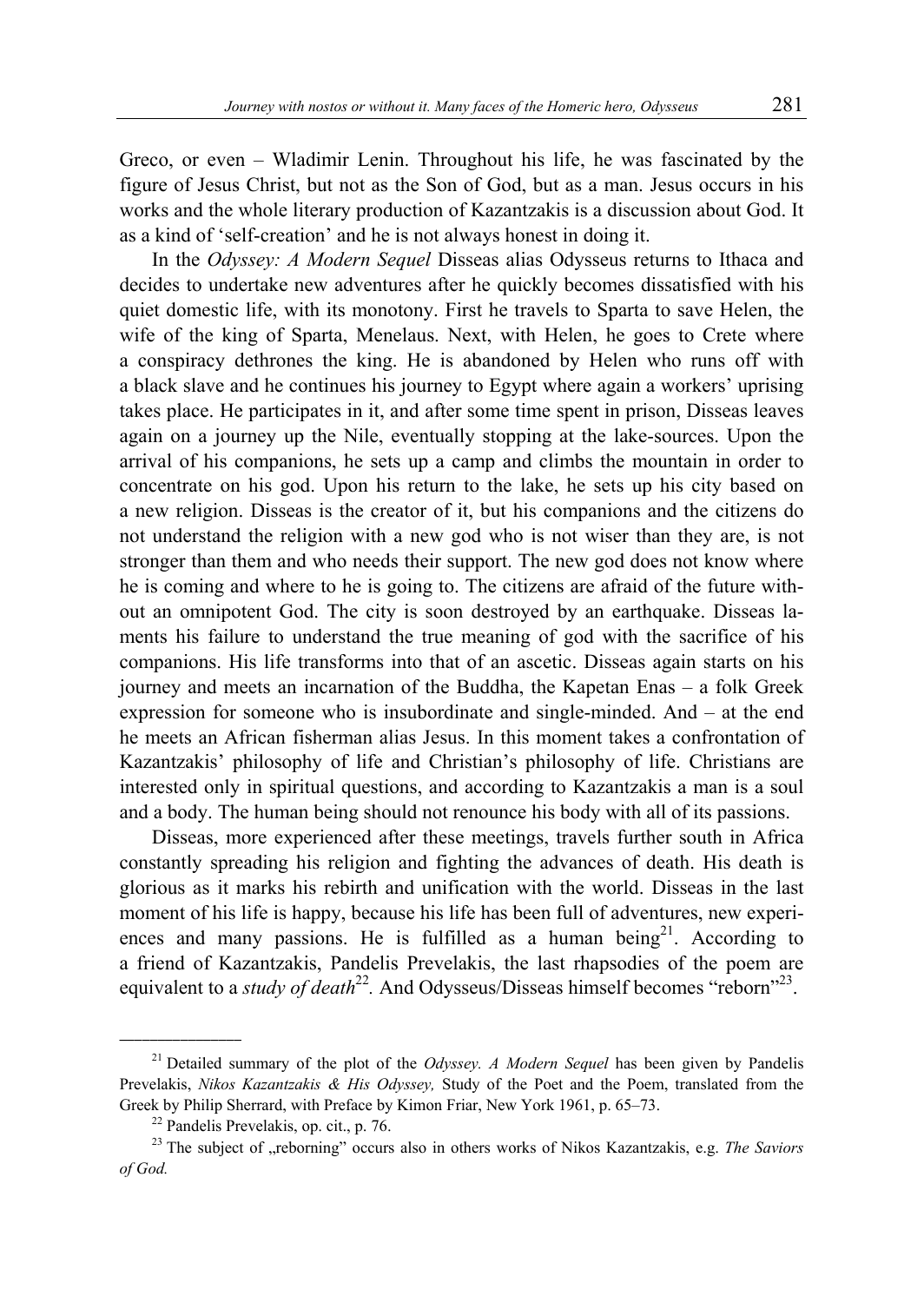Greco, or even – Wladimir Lenin. Throughout his life, he was fascinated by the figure of Jesus Christ, but not as the Son of God, but as a man. Jesus occurs in his works and the whole literary production of Kazantzakis is a discussion about God. It as a kind of 'self-creation' and he is not always honest in doing it.

In the *Odyssey: A Modern Sequel* Disseas alias Odysseus returns to Ithaca and decides to undertake new adventures after he quickly becomes dissatisfied with his quiet domestic life, with its monotony. First he travels to Sparta to save Helen, the wife of the king of Sparta, Menelaus. Next, with Helen, he goes to Crete where a conspiracy dethrones the king. He is abandoned by Helen who runs off with a black slave and he continues his journey to Egypt where again a workers' uprising takes place. He participates in it, and after some time spent in prison, Disseas leaves again on a journey up the Nile, eventually stopping at the lake-sources. Upon the arrival of his companions, he sets up a camp and climbs the mountain in order to concentrate on his god. Upon his return to the lake, he sets up his city based on a new religion. Disseas is the creator of it, but his companions and the citizens do not understand the religion with a new god who is not wiser than they are, is not stronger than them and who needs their support. The new god does not know where he is coming and where to he is going to. The citizens are afraid of the future without an omnipotent God. The city is soon destroyed by an earthquake. Disseas laments his failure to understand the true meaning of god with the sacrifice of his companions. His life transforms into that of an ascetic. Disseas again starts on his journey and meets an incarnation of the Buddha, the Kapetan Enas – a folk Greek expression for someone who is insubordinate and single-minded. And – at the end he meets an African fisherman alias Jesus. In this moment takes a confrontation of Kazantzakis' philosophy of life and Christian's philosophy of life. Christians are interested only in spiritual questions, and according to Kazantzakis a man is a soul and a body. The human being should not renounce his body with all of its passions.

Disseas, more experienced after these meetings, travels further south in Africa constantly spreading his religion and fighting the advances of death. His death is glorious as it marks his rebirth and unification with the world. Disseas in the last moment of his life is happy, because his life has been full of adventures, new experiences and many passions. He is fulfilled as a human being[21]. According to a friend of Kazantzakis, Pandelis Prevelakis, the last rhapsodies of the poem are equivalent to a *study of death*[22]. And Odysseus/Disseas himself becomes "reborn"[23].

---

[21] Detailed summary of the plot of the *Odyssey. A Modern Sequel* has been given by Pandelis Prevelakis, *Nikos Kazantzakis & His Odyssey,* Study of the Poet and the Poem, translated from the Greek by Philip Sherrard, with Preface by Kimon Friar, New York 1961, p. 65–73.

[22] Pandelis Prevelakis, op. cit., p. 76.

[23] The subject of „reborning" occurs also in others works of Nikos Kazantzakis, e.g. *The Saviors of God.*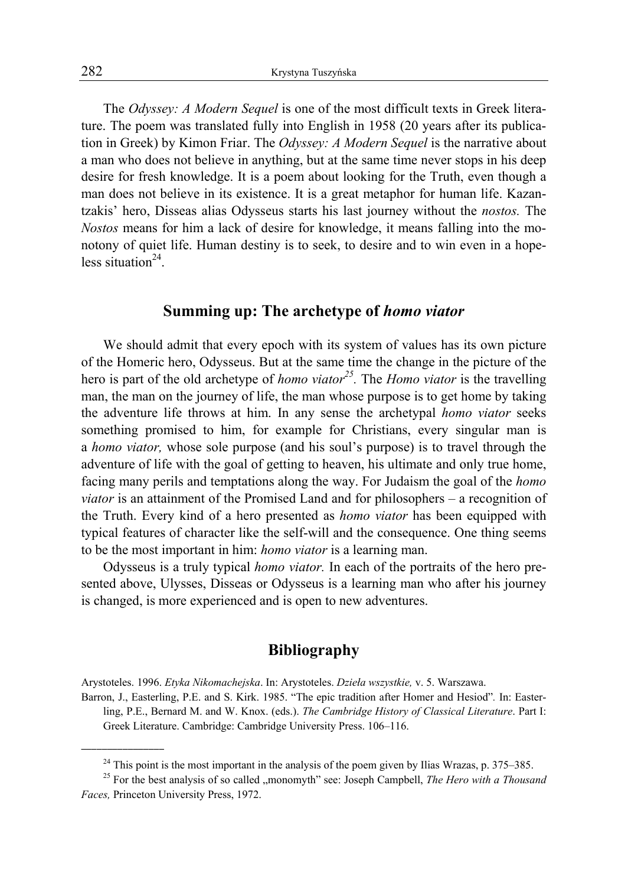The *Odyssey: A Modern Sequel* is one of the most difficult texts in Greek literature. The poem was translated fully into English in 1958 (20 years after its publication in Greek) by Kimon Friar. The *Odyssey: A Modern Sequel* is the narrative about a man who does not believe in anything, but at the same time never stops in his deep desire for fresh knowledge. It is a poem about looking for the Truth, even though a man does not believe in its existence. It is a great metaphor for human life. Kazantzakis' hero, Disseas alias Odysseus starts his last journey without the *nostos.* The *Nostos* means for him a lack of desire for knowledge, it means falling into the monotony of quiet life. Human destiny is to seek, to desire and to win even in a hopeless situation[24].

## Summing up: The archetype of *homo viator*

We should admit that every epoch with its system of values has its own picture of the Homeric hero, Odysseus. But at the same time the change in the picture of the hero is part of the old archetype of *homo viator*[25]. The *Homo viator* is the travelling man, the man on the journey of life, the man whose purpose is to get home by taking the adventure life throws at him. In any sense the archetypal *homo viator* seeks something promised to him, for example for Christians, every singular man is a *homo viator,* whose sole purpose (and his soul's purpose) is to travel through the adventure of life with the goal of getting to heaven, his ultimate and only true home, facing many perils and temptations along the way. For Judaism the goal of the *homo viator* is an attainment of the Promised Land and for philosophers – a recognition of the Truth. Every kind of a hero presented as *homo viator* has been equipped with typical features of character like the self-will and the consequence. One thing seems to be the most important in him: *homo viator* is a learning man.

Odysseus is a truly typical *homo viator.* In each of the portraits of the hero presented above, Ulysses, Disseas or Odysseus is a learning man who after his journey is changed, is more experienced and is open to new adventures.

## Bibliography

Arystoteles. 1996. *Etyka Nikomachejska*. In: Arystoteles. *Dzieła wszystkie,* v. 5. Warszawa.

Barron, J., Easterling, P.E. and S. Kirk. 1985. "The epic tradition after Homer and Hesiod". In: Easterling, P.E., Bernard M. and W. Knox. (eds.). *The Cambridge History of Classical Literature*. Part I: Greek Literature. Cambridge: Cambridge University Press. 106–116.

---

[24] This point is the most important in the analysis of the poem given by Ilias Wrazas, p. 375–385.

[25] For the best analysis of so called „monomyth" see: Joseph Campbell, *The Hero with a Thousand Faces,* Princeton University Press, 1972.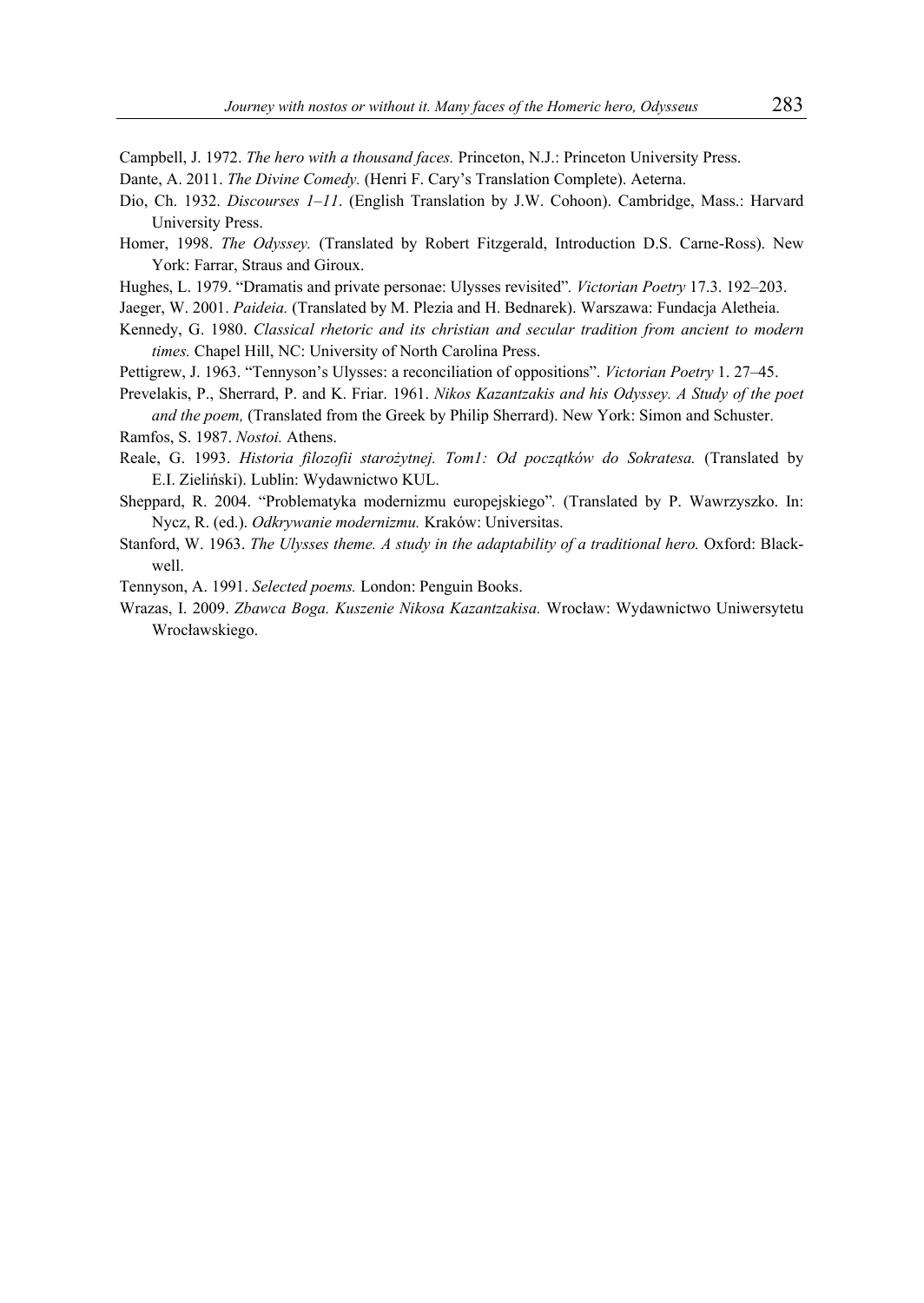Campbell, J. 1972. *The hero with a thousand faces.* Princeton, N.J.: Princeton University Press.

Dante, A. 2011. *The Divine Comedy.* (Henri F. Cary's Translation Complete). Aeterna.

Dio, Ch. 1932. *Discourses 1–11*. (English Translation by J.W. Cohoon). Cambridge, Mass.: Harvard University Press.

Homer, 1998. *The Odyssey.* (Translated by Robert Fitzgerald, Introduction D.S. Carne-Ross). New York: Farrar, Straus and Giroux.

Hughes, L. 1979. "Dramatis and private personae: Ulysses revisited". *Victorian Poetry* 17.3. 192–203.

Jaeger, W. 2001. *Paideia.* (Translated by M. Plezia and H. Bednarek). Warszawa: Fundacja Aletheia.

Kennedy, G. 1980. *Classical rhetoric and its christian and secular tradition from ancient to modern times.* Chapel Hill, NC: University of North Carolina Press.

Pettigrew, J. 1963. "Tennyson's Ulysses: a reconciliation of oppositions". *Victorian Poetry* 1. 27–45.

Prevelakis, P., Sherrard, P. and K. Friar. 1961. *Nikos Kazantzakis and his Odyssey. A Study of the poet and the poem,* (Translated from the Greek by Philip Sherrard). New York: Simon and Schuster.

Ramfos, S. 1987. *Nostoi.* Athens.

Reale, G. 1993. *Historia filozofii starożytnej. Tom1: Od początków do Sokratesa.* (Translated by E.I. Zieliński). Lublin: Wydawnictwo KUL.

Sheppard, R. 2004. "Problematyka modernizmu europejskiego". (Translated by P. Wawrzyszko. In: Nycz, R. (ed.). *Odkrywanie modernizmu.* Kraków: Universitas.

Stanford, W. 1963. *The Ulysses theme. A study in the adaptability of a traditional hero.* Oxford: Blackwell.

Tennyson, A. 1991. *Selected poems.* London: Penguin Books.

Wrazas, I. 2009. *Zbawca Boga. Kuszenie Nikosa Kazantzakisa.* Wrocław: Wydawnictwo Uniwersytetu Wrocławskiego.